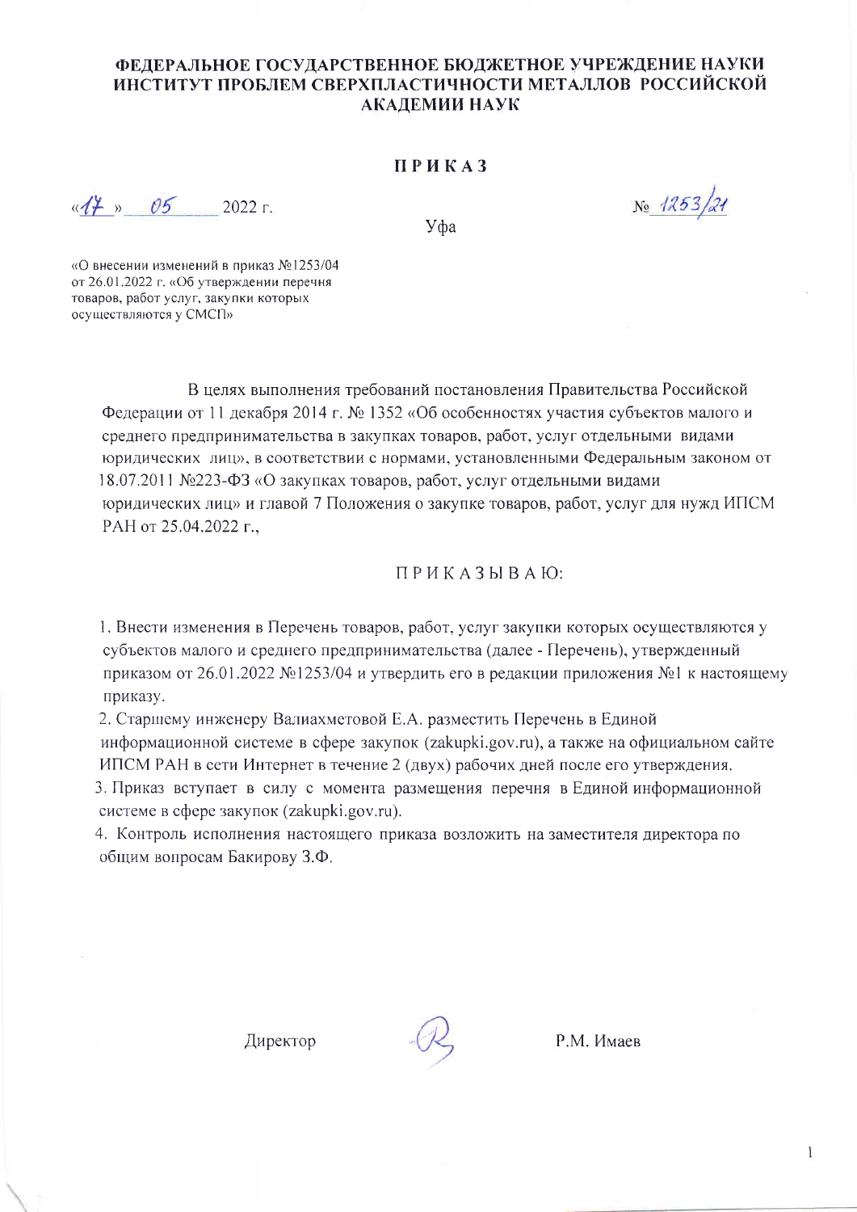**ФЕДЕРАЛЬНОЕ ГОСУДАРСТВЕННОЕ БЮДЖЕТНОЕ УЧРЕЖДЕНИЕ НАУКИ ИНСТИТУТ ПРОБЛЕМ СВЕРХПЛАСТИЧНОСТИ МЕТАЛЛОВ РОССИЙСКОЙ АКАДЕМИИ НАУК**

# ПРИКАЗ

«17» 05 2022 г. № 1253/21

Уфа

«О внесении изменений в приказ №1253/04 от 26.01.2022 г. «Об утверждении перечня товаров, работ услуг, закупки которых осуществляются у СМСП»

В целях выполнения требований постановления Правительства Российской Федерации от 11 декабря 2014 г. № 1352 «Об особенностях участия субъектов малого и среднего предпринимательства в закупках товаров, работ, услуг отдельными видами юридических лиц», в соответствии с нормами, установленными Федеральным законом от 18.07.2011 №223-ФЗ «О закупках товаров, работ, услуг отдельными видами юридических лиц» и главой 7 Положения о закупке товаров, работ, услуг для нужд ИПСМ РАН от 25.04.2022 г.,

ПРИКАЗЫВАЮ:

1. Внести изменения в Перечень товаров, работ, услуг закупки которых осуществляются у субъектов малого и среднего предпринимательства (далее - Перечень), утвержденный приказом от 26.01.2022 №1253/04 и утвердить его в редакции приложения №1 к настоящему приказу.
2. Старшему инженеру Валиахметовой Е.А. разместить Перечень в Единой информационной системе в сфере закупок (zakupki.gov.ru), а также на официальном сайте ИПСМ РАН в сети Интернет в течение 2 (двух) рабочих дней после его утверждения.
3. Приказ вступает в силу с момента размещения перечня в Единой информационной системе в сфере закупок (zakupki.gov.ru).
4. Контроль исполнения настоящего приказа возложить на заместителя директора по общим вопросам Бакирову З.Ф.

Директор Р.М. Имаев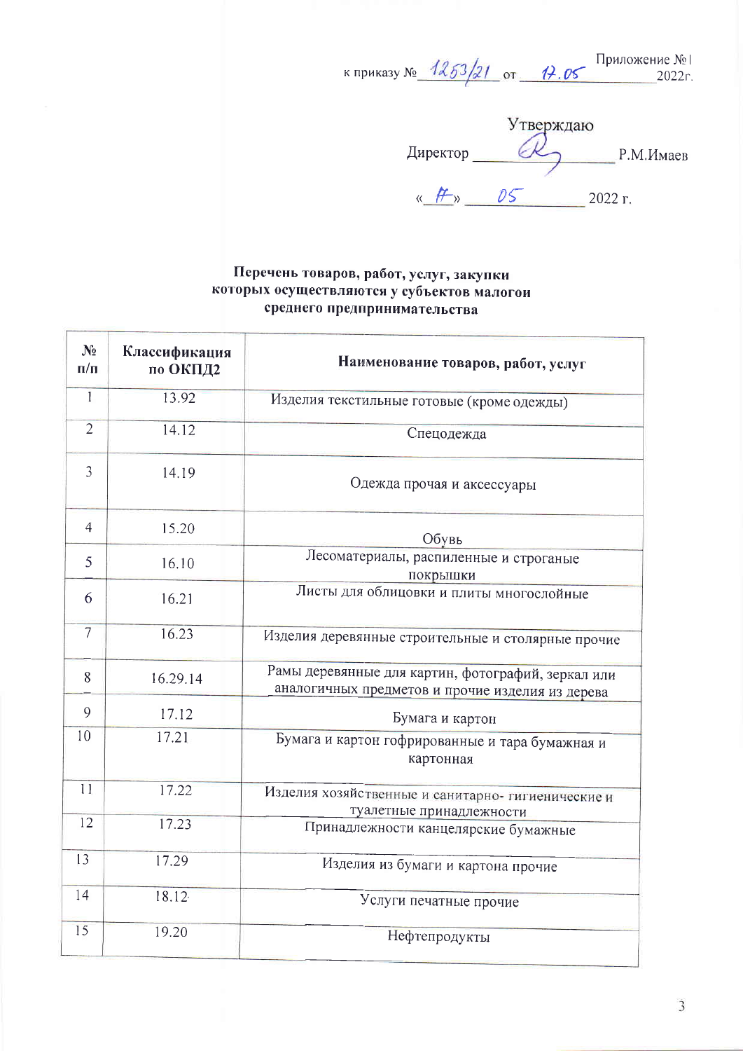Приложение №1

к приказу № 1253/21 от 17.05 2022г.

Утверждаю

Директор _____________ Р.М.Имаев

«17» 05 2022 г.

**Перечень товаров, работ, услуг, закупки которых осуществляются у субъектов малогои среднего предпринимательства**

| № п/п | Классификация по ОКПД2 | Наименование товаров, работ, услуг |
|---|---|---|
| 1 | 13.92 | Изделия текстильные готовые (кроме одежды) |
| 2 | 14.12 | Спецодежда |
| 3 | 14.19 | Одежда прочая и аксессуары |
| 4 | 15.20 | Обувь |
| 5 | 16.10 | Лесоматериалы, распиленные и строганые покрышки |
| 6 | 16.21 | Листы для облицовки и плиты многослойные |
| 7 | 16.23 | Изделия деревянные строительные и столярные прочие |
| 8 | 16.29.14 | Рамы деревянные для картин, фотографий, зеркал или аналогичных предметов и прочие изделия из дерева |
| 9 | 17.12 | Бумага и картон |
| 10 | 17.21 | Бумага и картон гофрированные и тара бумажная и картонная |
| 11 | 17.22 | Изделия хозяйственные и санитарно- гигиенические и туалетные принадлежности |
| 12 | 17.23 | Принадлежности канцелярские бумажные |
| 13 | 17.29 | Изделия из бумаги и картона прочие |
| 14 | 18.12 | Услуги печатные прочие |
| 15 | 19.20 | Нефтепродукты |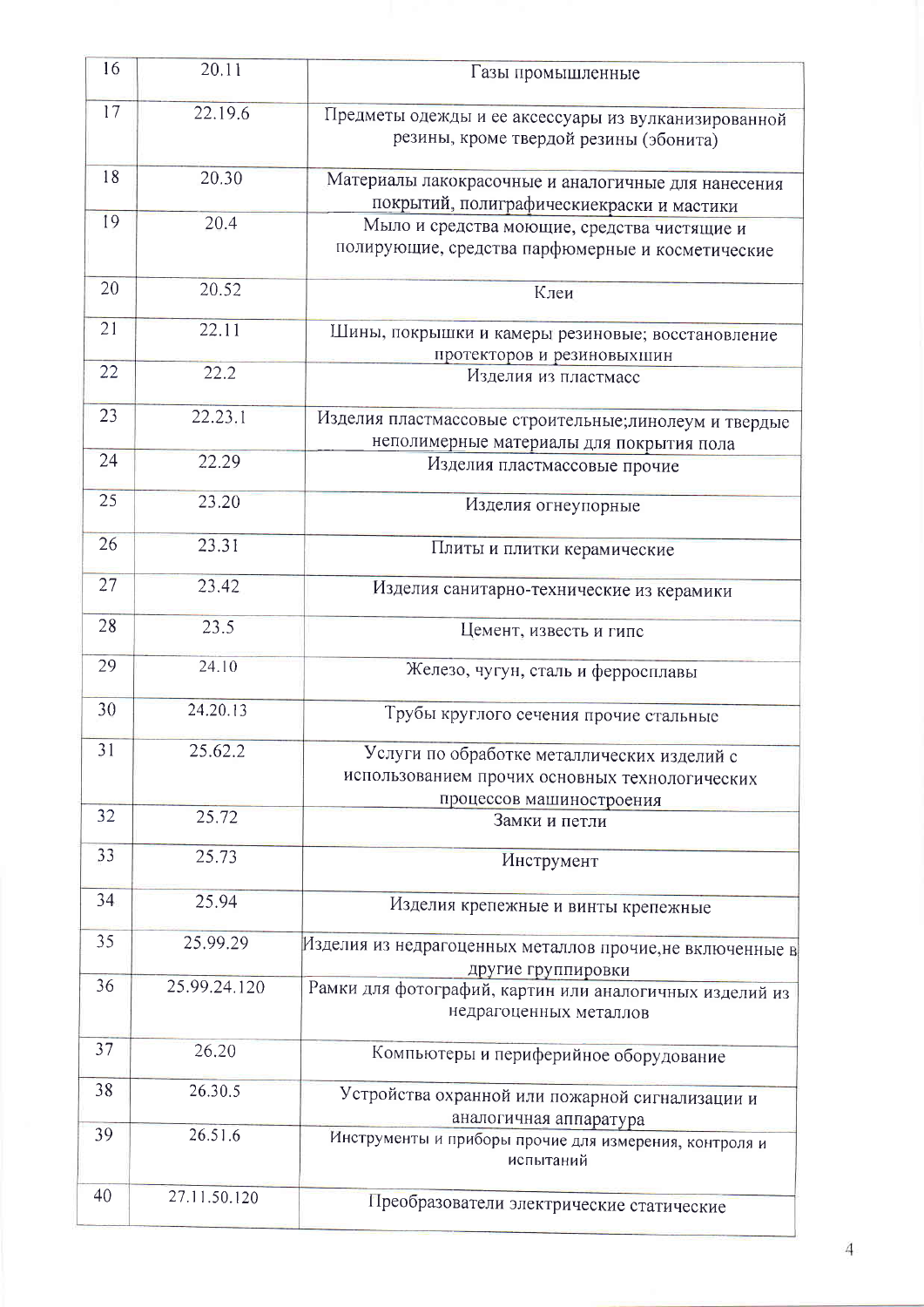| 16 | 20.11 | Газы промышленные |
|---|---|---|
| 17 | 22.19.6 | Предметы одежды и ее аксессуары из вулканизированной резины, кроме твердой резины (эбонита) |
| 18 | 20.30 | Материалы лакокрасочные и аналогичные для нанесения покрытий, полиграфическиекраски и мастики |
| 19 | 20.4 | Мыло и средства моющие, средства чистящие и полирующие, средства парфюмерные и косметические |
| 20 | 20.52 | Клеи |
| 21 | 22.11 | Шины, покрышки и камеры резиновые; восстановление протекторов и резиновыхшин |
| 22 | 22.2 | Изделия из пластмасс |
| 23 | 22.23.1 | Изделия пластмассовые строительные;линолеум и твердые неполимерные материалы для покрытия пола |
| 24 | 22.29 | Изделия пластмассовые прочие |
| 25 | 23.20 | Изделия огнеупорные |
| 26 | 23.31 | Плиты и плитки керамические |
| 27 | 23.42 | Изделия санитарно-технические из керамики |
| 28 | 23.5 | Цемент, известь и гипс |
| 29 | 24.10 | Железо, чугун, сталь и ферросплавы |
| 30 | 24.20.13 | Трубы круглого сечения прочие стальные |
| 31 | 25.62.2 | Услуги по обработке металлических изделий с использованием прочих основных технологических процессов машиностроения |
| 32 | 25.72 | Замки и петли |
| 33 | 25.73 | Инструмент |
| 34 | 25.94 | Изделия крепежные и винты крепежные |
| 35 | 25.99.29 | Изделия из недрагоценных металлов прочие,не включенные в другие группировки |
| 36 | 25.99.24.120 | Рамки для фотографий, картин или аналогичных изделий из недрагоценных металлов |
| 37 | 26.20 | Компьютеры и периферийное оборудование |
| 38 | 26.30.5 | Устройства охранной или пожарной сигнализации и аналогичная аппаратура |
| 39 | 26.51.6 | Инструменты и приборы прочие для измерения, контроля и испытаний |
| 40 | 27.11.50.120 | Преобразователи электрические статические |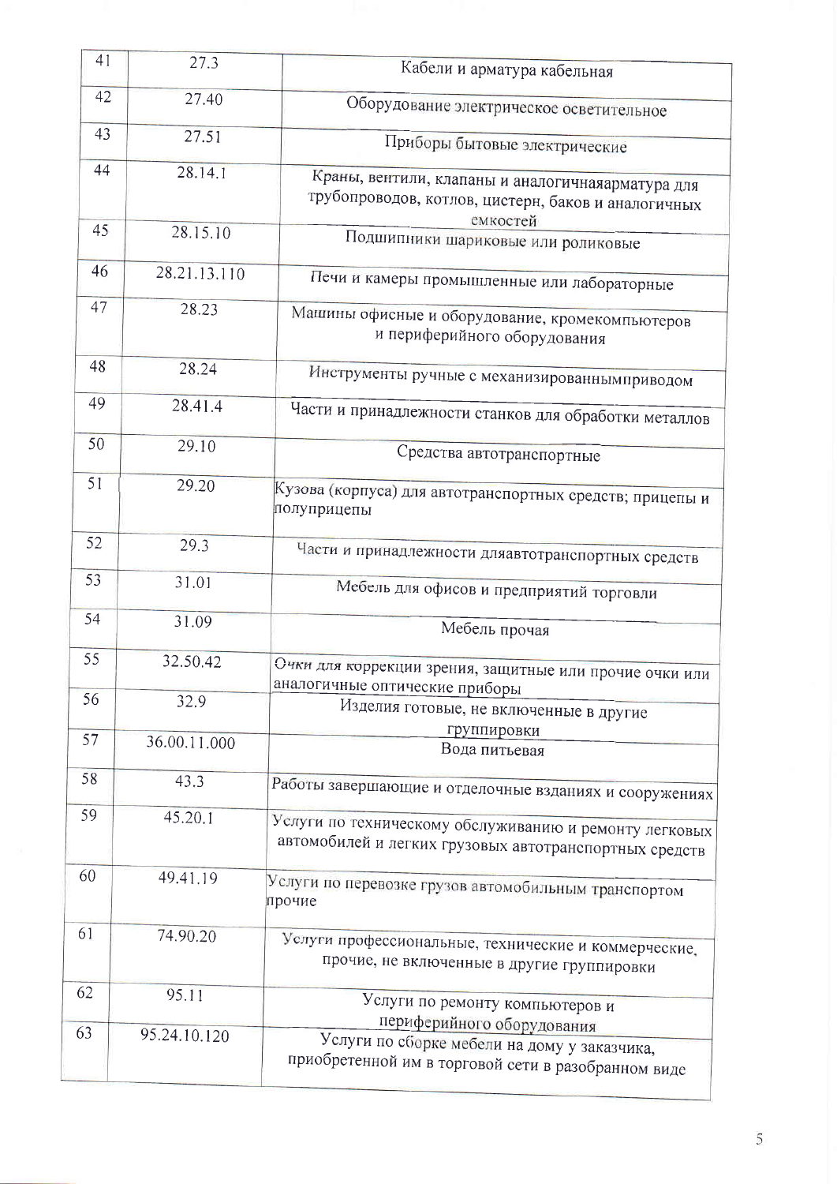| | | |
|---|---|---|
| 41 | 27.3 | Кабели и арматура кабельная |
| 42 | 27.40 | Оборудование электрическое осветительное |
| 43 | 27.51 | Приборы бытовые электрические |
| 44 | 28.14.1 | Краны, вентили, клапаны и аналогичнаяарматура для трубопроводов, котлов, цистерн, баков и аналогичных емкостей |
| 45 | 28.15.10 | Подшипники шариковые или роликовые |
| 46 | 28.21.13.110 | Печи и камеры промышленные или лабораторные |
| 47 | 28.23 | Машины офисные и оборудование, кромекомпьютеров и периферийного оборудования |
| 48 | 28.24 | Инструменты ручные с механизированнымприводом |
| 49 | 28.41.4 | Части и принадлежности станков для обработки металлов |
| 50 | 29.10 | Средства автотранспортные |
| 51 | 29.20 | Кузова (корпуса) для автотранспортных средств; прицепы и полуприцепы |
| 52 | 29.3 | Части и принадлежности дляавтотранспортных средств |
| 53 | 31.01 | Мебель для офисов и предприятий торговли |
| 54 | 31.09 | Мебель прочая |
| 55 | 32.50.42 | Очки для коррекции зрения, защитные или прочие очки или аналогичные оптические приборы |
| 56 | 32.9 | Изделия готовые, не включенные в другие группировки |
| 57 | 36.00.11.000 | Вода питьевая |
| 58 | 43.3 | Работы завершающие и отделочные взданиях и сооружениях |
| 59 | 45.20.1 | Услуги по техническому обслуживанию и ремонту легковых автомобилей и легких грузовых автотранспортных средств |
| 60 | 49.41.19 | Услуги по перевозке грузов автомобильным транспортом прочие |
| 61 | 74.90.20 | Услуги профессиональные, технические и коммерческие, прочие, не включенные в другие группировки |
| 62 | 95.11 | Услуги по ремонту компьютеров и периферийного оборудования |
| 63 | 95.24.10.120 | Услуги по сборке мебели на дому у заказчика, приобретенной им в торговой сети в разобранном виде |